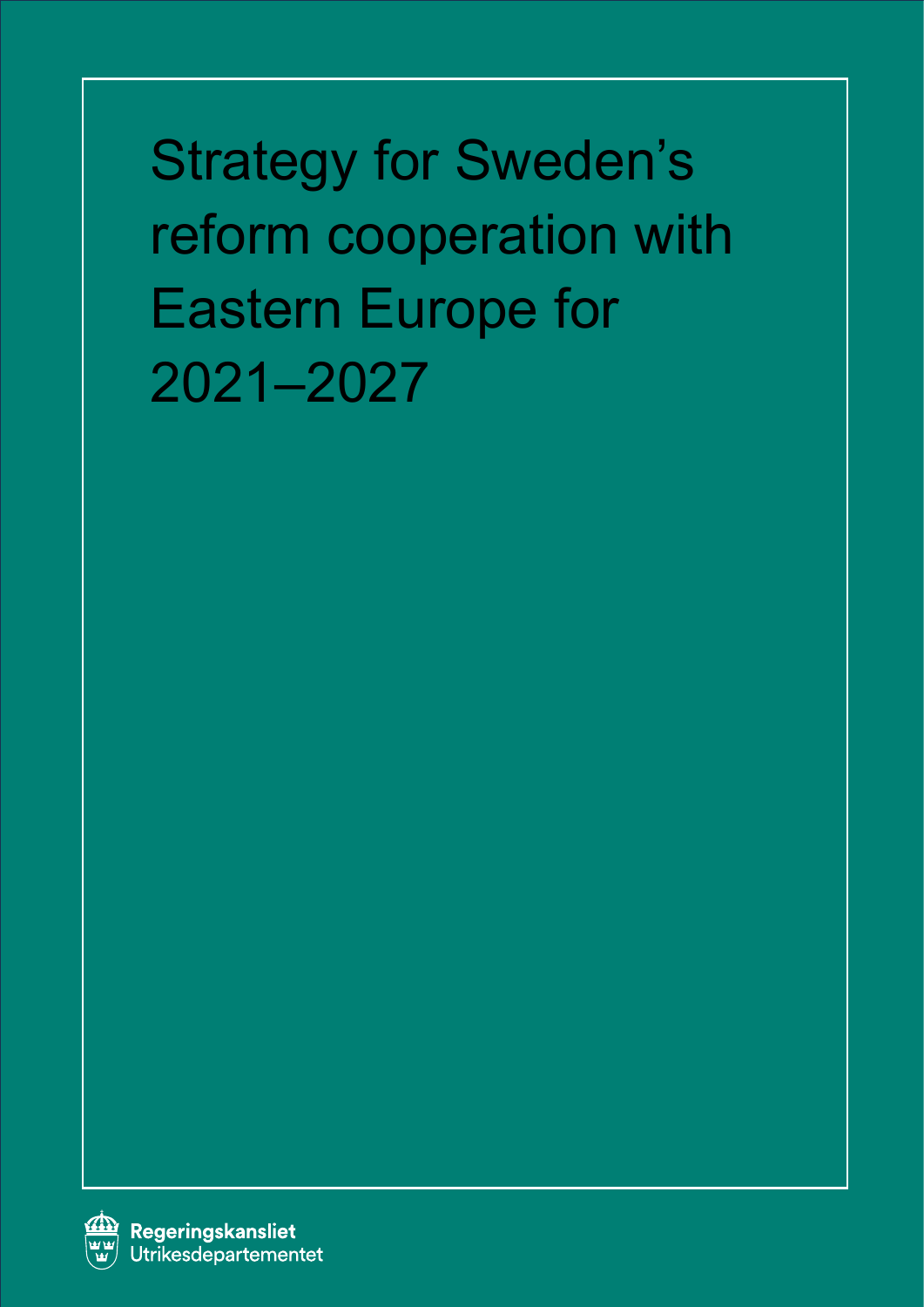# Strategy for Sweden's reform cooperation with Eastern Europe for 2021–2027

Regeringskansliet
Utrikesdepartementet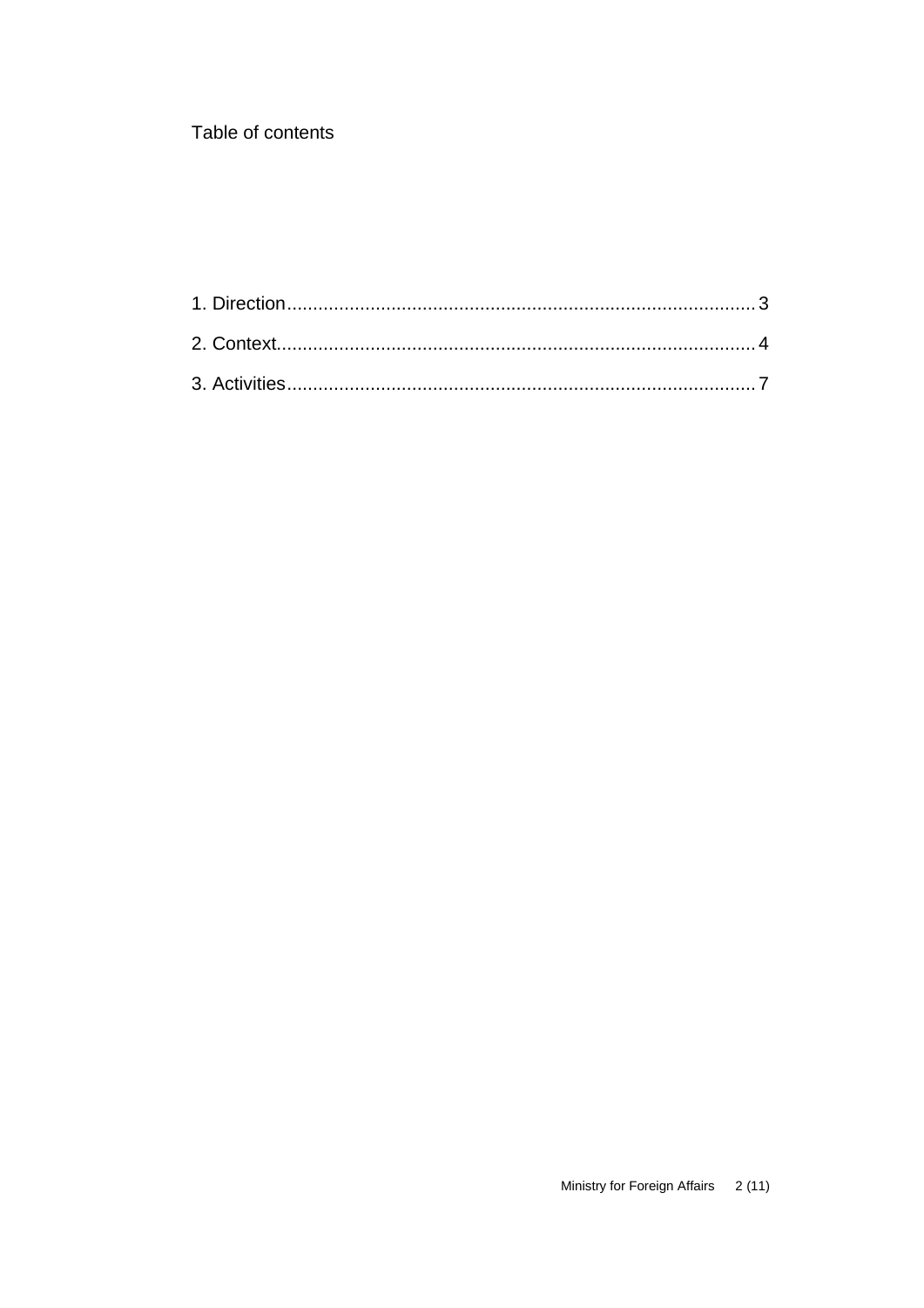Table of contents

1. Direction........................................................................................3

2. Context...........................................................................................4

3. Activities........................................................................................7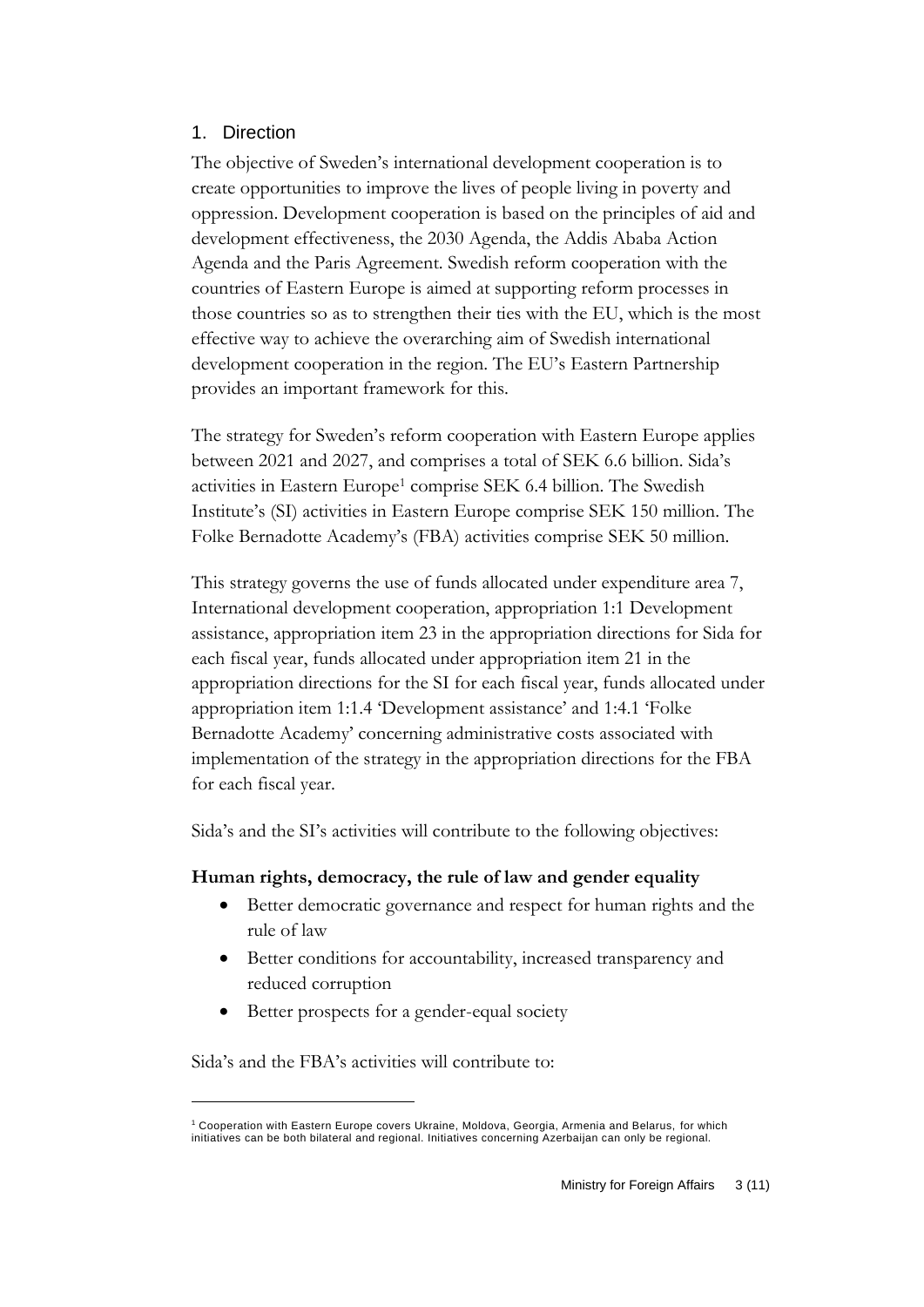## 1. Direction

The objective of Sweden's international development cooperation is to create opportunities to improve the lives of people living in poverty and oppression. Development cooperation is based on the principles of aid and development effectiveness, the 2030 Agenda, the Addis Ababa Action Agenda and the Paris Agreement. Swedish reform cooperation with the countries of Eastern Europe is aimed at supporting reform processes in those countries so as to strengthen their ties with the EU, which is the most effective way to achieve the overarching aim of Swedish international development cooperation in the region. The EU's Eastern Partnership provides an important framework for this.

The strategy for Sweden's reform cooperation with Eastern Europe applies between 2021 and 2027, and comprises a total of SEK 6.6 billion. Sida's activities in Eastern Europe[1] comprise SEK 6.4 billion. The Swedish Institute's (SI) activities in Eastern Europe comprise SEK 150 million. The Folke Bernadotte Academy's (FBA) activities comprise SEK 50 million.

This strategy governs the use of funds allocated under expenditure area 7, International development cooperation, appropriation 1:1 Development assistance, appropriation item 23 in the appropriation directions for Sida for each fiscal year, funds allocated under appropriation item 21 in the appropriation directions for the SI for each fiscal year, funds allocated under appropriation item 1:1.4 'Development assistance' and 1:4.1 'Folke Bernadotte Academy' concerning administrative costs associated with implementation of the strategy in the appropriation directions for the FBA for each fiscal year.

Sida's and the SI's activities will contribute to the following objectives:

**Human rights, democracy, the rule of law and gender equality**

- Better democratic governance and respect for human rights and the rule of law
- Better conditions for accountability, increased transparency and reduced corruption
- Better prospects for a gender-equal society

Sida's and the FBA's activities will contribute to:

[1] Cooperation with Eastern Europe covers Ukraine, Moldova, Georgia, Armenia and Belarus, for which initiatives can be both bilateral and regional. Initiatives concerning Azerbaijan can only be regional.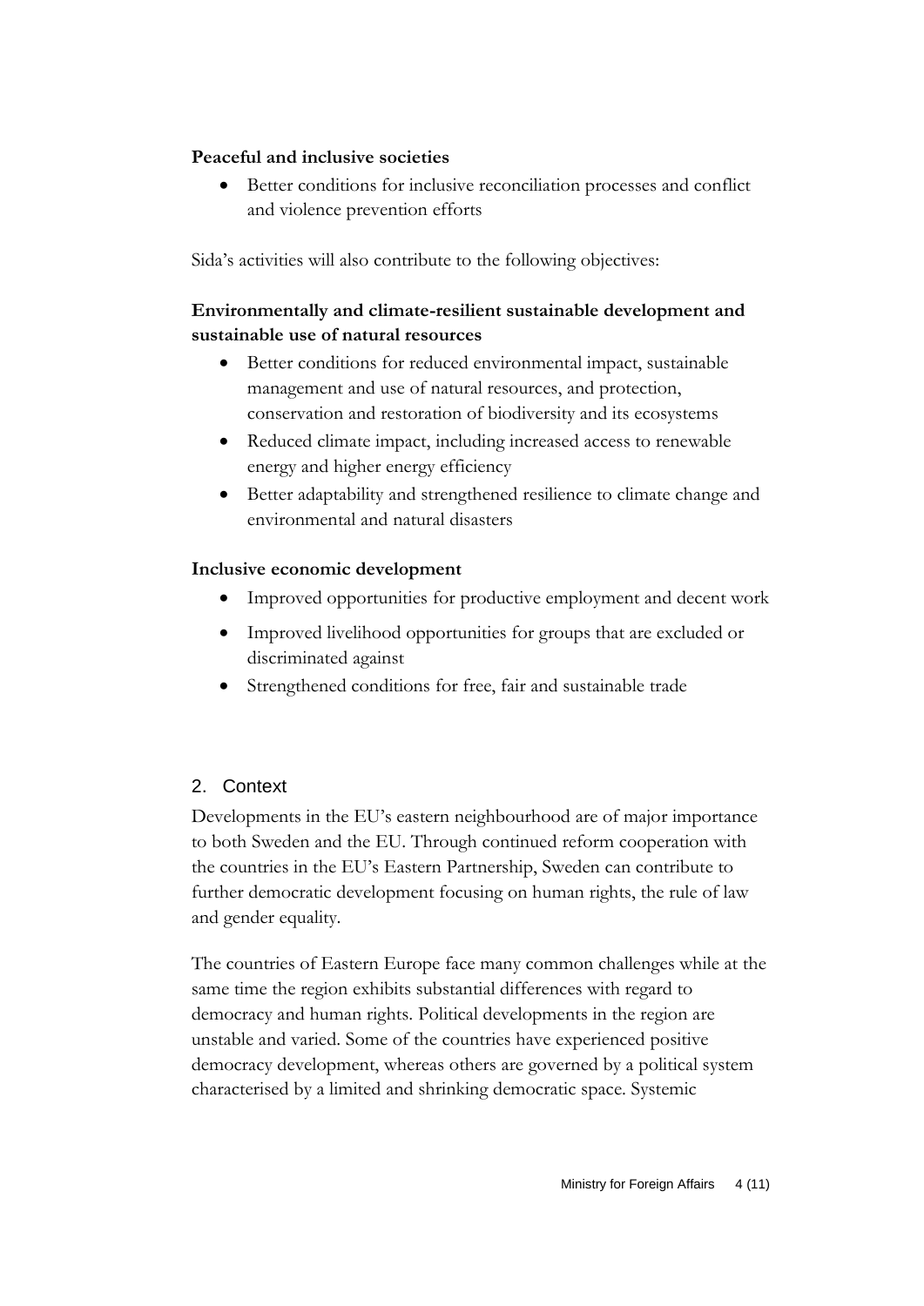**Peaceful and inclusive societies**

- Better conditions for inclusive reconciliation processes and conflict and violence prevention efforts

Sida's activities will also contribute to the following objectives:

**Environmentally and climate-resilient sustainable development and sustainable use of natural resources**

- Better conditions for reduced environmental impact, sustainable management and use of natural resources, and protection, conservation and restoration of biodiversity and its ecosystems
- Reduced climate impact, including increased access to renewable energy and higher energy efficiency
- Better adaptability and strengthened resilience to climate change and environmental and natural disasters

**Inclusive economic development**

- Improved opportunities for productive employment and decent work
- Improved livelihood opportunities for groups that are excluded or discriminated against
- Strengthened conditions for free, fair and sustainable trade

## 2. Context

Developments in the EU's eastern neighbourhood are of major importance to both Sweden and the EU. Through continued reform cooperation with the countries in the EU's Eastern Partnership, Sweden can contribute to further democratic development focusing on human rights, the rule of law and gender equality.

The countries of Eastern Europe face many common challenges while at the same time the region exhibits substantial differences with regard to democracy and human rights. Political developments in the region are unstable and varied. Some of the countries have experienced positive democracy development, whereas others are governed by a political system characterised by a limited and shrinking democratic space. Systemic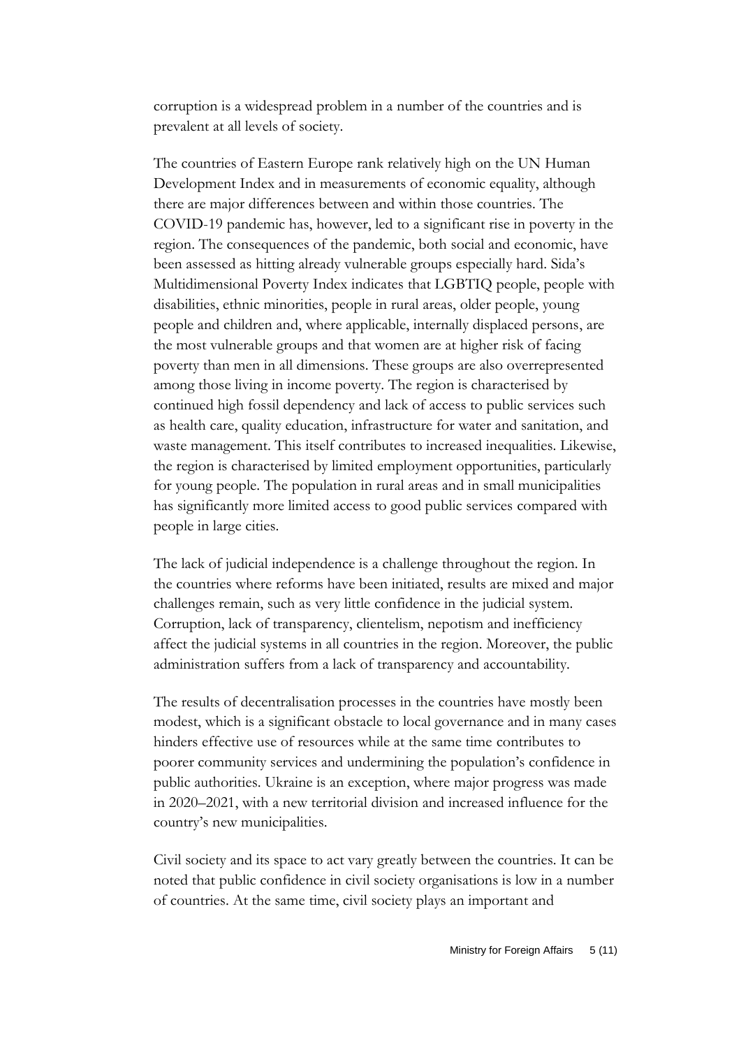corruption is a widespread problem in a number of the countries and is prevalent at all levels of society.

The countries of Eastern Europe rank relatively high on the UN Human Development Index and in measurements of economic equality, although there are major differences between and within those countries. The COVID-19 pandemic has, however, led to a significant rise in poverty in the region. The consequences of the pandemic, both social and economic, have been assessed as hitting already vulnerable groups especially hard. Sida's Multidimensional Poverty Index indicates that LGBTIQ people, people with disabilities, ethnic minorities, people in rural areas, older people, young people and children and, where applicable, internally displaced persons, are the most vulnerable groups and that women are at higher risk of facing poverty than men in all dimensions. These groups are also overrepresented among those living in income poverty. The region is characterised by continued high fossil dependency and lack of access to public services such as health care, quality education, infrastructure for water and sanitation, and waste management. This itself contributes to increased inequalities. Likewise, the region is characterised by limited employment opportunities, particularly for young people. The population in rural areas and in small municipalities has significantly more limited access to good public services compared with people in large cities.

The lack of judicial independence is a challenge throughout the region. In the countries where reforms have been initiated, results are mixed and major challenges remain, such as very little confidence in the judicial system. Corruption, lack of transparency, clientelism, nepotism and inefficiency affect the judicial systems in all countries in the region. Moreover, the public administration suffers from a lack of transparency and accountability.

The results of decentralisation processes in the countries have mostly been modest, which is a significant obstacle to local governance and in many cases hinders effective use of resources while at the same time contributes to poorer community services and undermining the population's confidence in public authorities. Ukraine is an exception, where major progress was made in 2020–2021, with a new territorial division and increased influence for the country's new municipalities.

Civil society and its space to act vary greatly between the countries. It can be noted that public confidence in civil society organisations is low in a number of countries. At the same time, civil society plays an important and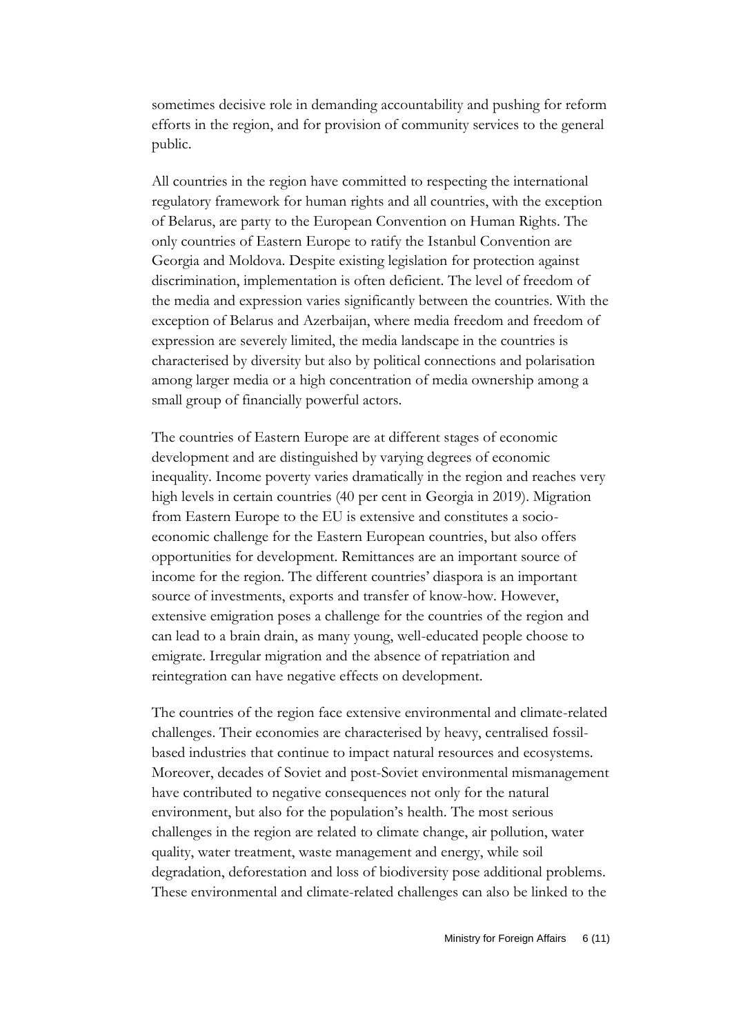sometimes decisive role in demanding accountability and pushing for reform efforts in the region, and for provision of community services to the general public.

All countries in the region have committed to respecting the international regulatory framework for human rights and all countries, with the exception of Belarus, are party to the European Convention on Human Rights. The only countries of Eastern Europe to ratify the Istanbul Convention are Georgia and Moldova. Despite existing legislation for protection against discrimination, implementation is often deficient. The level of freedom of the media and expression varies significantly between the countries. With the exception of Belarus and Azerbaijan, where media freedom and freedom of expression are severely limited, the media landscape in the countries is characterised by diversity but also by political connections and polarisation among larger media or a high concentration of media ownership among a small group of financially powerful actors.

The countries of Eastern Europe are at different stages of economic development and are distinguished by varying degrees of economic inequality. Income poverty varies dramatically in the region and reaches very high levels in certain countries (40 per cent in Georgia in 2019). Migration from Eastern Europe to the EU is extensive and constitutes a socio-economic challenge for the Eastern European countries, but also offers opportunities for development. Remittances are an important source of income for the region. The different countries' diaspora is an important source of investments, exports and transfer of know-how. However, extensive emigration poses a challenge for the countries of the region and can lead to a brain drain, as many young, well-educated people choose to emigrate. Irregular migration and the absence of repatriation and reintegration can have negative effects on development.

The countries of the region face extensive environmental and climate-related challenges. Their economies are characterised by heavy, centralised fossil-based industries that continue to impact natural resources and ecosystems. Moreover, decades of Soviet and post-Soviet environmental mismanagement have contributed to negative consequences not only for the natural environment, but also for the population's health. The most serious challenges in the region are related to climate change, air pollution, water quality, water treatment, waste management and energy, while soil degradation, deforestation and loss of biodiversity pose additional problems. These environmental and climate-related challenges can also be linked to the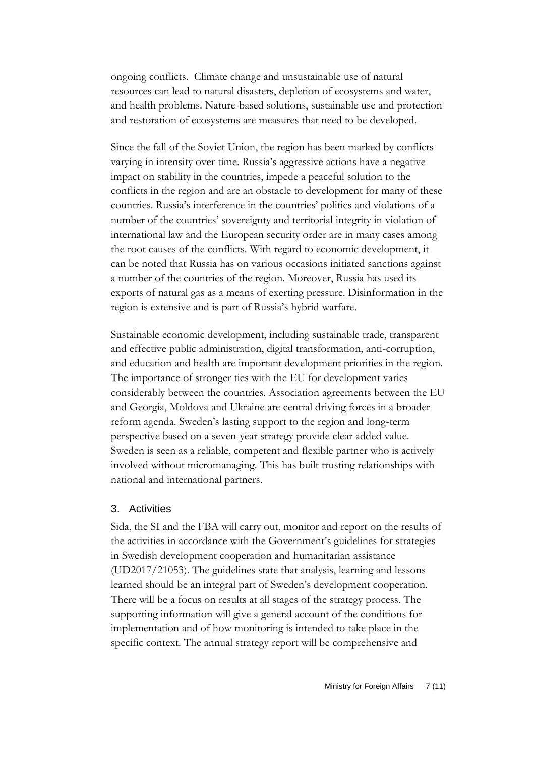ongoing conflicts. Climate change and unsustainable use of natural resources can lead to natural disasters, depletion of ecosystems and water, and health problems. Nature-based solutions, sustainable use and protection and restoration of ecosystems are measures that need to be developed.

Since the fall of the Soviet Union, the region has been marked by conflicts varying in intensity over time. Russia's aggressive actions have a negative impact on stability in the countries, impede a peaceful solution to the conflicts in the region and are an obstacle to development for many of these countries. Russia's interference in the countries' politics and violations of a number of the countries' sovereignty and territorial integrity in violation of international law and the European security order are in many cases among the root causes of the conflicts. With regard to economic development, it can be noted that Russia has on various occasions initiated sanctions against a number of the countries of the region. Moreover, Russia has used its exports of natural gas as a means of exerting pressure. Disinformation in the region is extensive and is part of Russia's hybrid warfare.

Sustainable economic development, including sustainable trade, transparent and effective public administration, digital transformation, anti-corruption, and education and health are important development priorities in the region. The importance of stronger ties with the EU for development varies considerably between the countries. Association agreements between the EU and Georgia, Moldova and Ukraine are central driving forces in a broader reform agenda. Sweden's lasting support to the region and long-term perspective based on a seven-year strategy provide clear added value. Sweden is seen as a reliable, competent and flexible partner who is actively involved without micromanaging. This has built trusting relationships with national and international partners.

## 3. Activities

Sida, the SI and the FBA will carry out, monitor and report on the results of the activities in accordance with the Government's guidelines for strategies in Swedish development cooperation and humanitarian assistance (UD2017/21053). The guidelines state that analysis, learning and lessons learned should be an integral part of Sweden's development cooperation. There will be a focus on results at all stages of the strategy process. The supporting information will give a general account of the conditions for implementation and of how monitoring is intended to take place in the specific context. The annual strategy report will be comprehensive and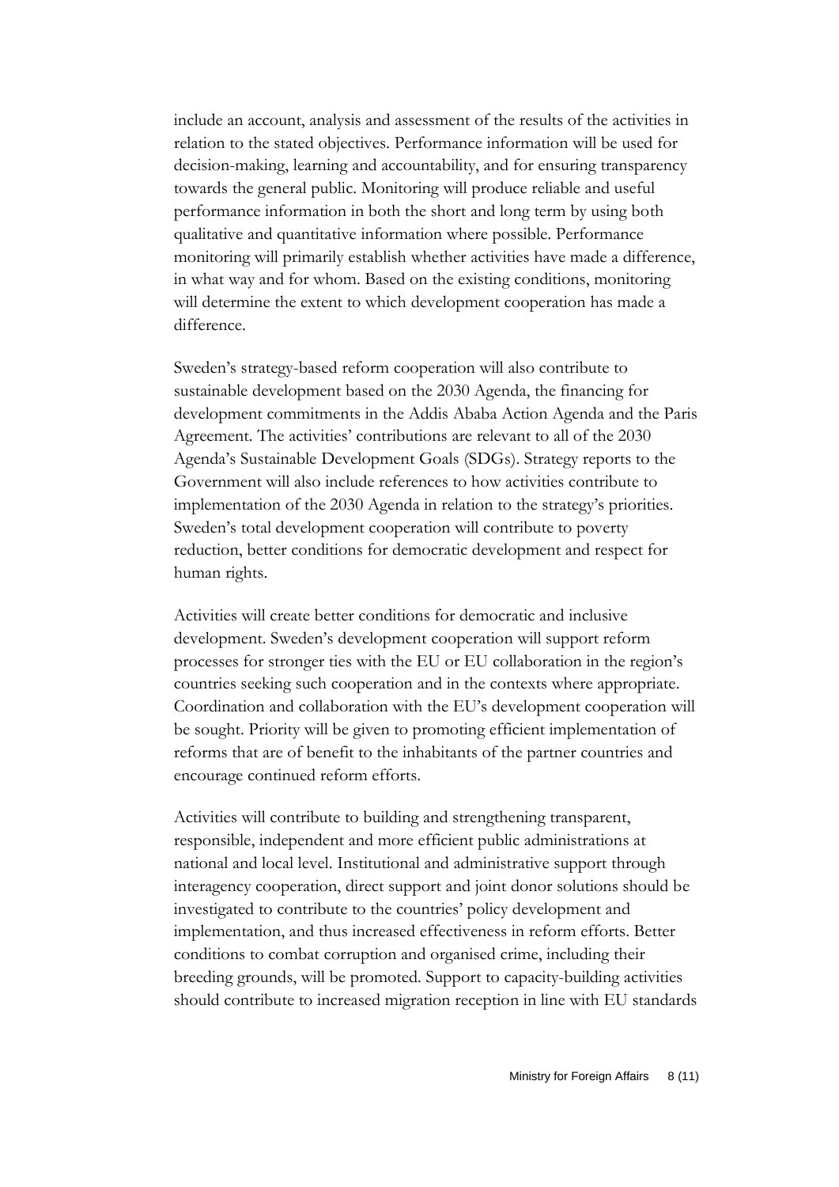include an account, analysis and assessment of the results of the activities in relation to the stated objectives. Performance information will be used for decision-making, learning and accountability, and for ensuring transparency towards the general public. Monitoring will produce reliable and useful performance information in both the short and long term by using both qualitative and quantitative information where possible. Performance monitoring will primarily establish whether activities have made a difference, in what way and for whom. Based on the existing conditions, monitoring will determine the extent to which development cooperation has made a difference.

Sweden's strategy-based reform cooperation will also contribute to sustainable development based on the 2030 Agenda, the financing for development commitments in the Addis Ababa Action Agenda and the Paris Agreement. The activities' contributions are relevant to all of the 2030 Agenda's Sustainable Development Goals (SDGs). Strategy reports to the Government will also include references to how activities contribute to implementation of the 2030 Agenda in relation to the strategy's priorities. Sweden's total development cooperation will contribute to poverty reduction, better conditions for democratic development and respect for human rights.

Activities will create better conditions for democratic and inclusive development. Sweden's development cooperation will support reform processes for stronger ties with the EU or EU collaboration in the region's countries seeking such cooperation and in the contexts where appropriate. Coordination and collaboration with the EU's development cooperation will be sought. Priority will be given to promoting efficient implementation of reforms that are of benefit to the inhabitants of the partner countries and encourage continued reform efforts.

Activities will contribute to building and strengthening transparent, responsible, independent and more efficient public administrations at national and local level. Institutional and administrative support through interagency cooperation, direct support and joint donor solutions should be investigated to contribute to the countries' policy development and implementation, and thus increased effectiveness in reform efforts. Better conditions to combat corruption and organised crime, including their breeding grounds, will be promoted. Support to capacity-building activities should contribute to increased migration reception in line with EU standards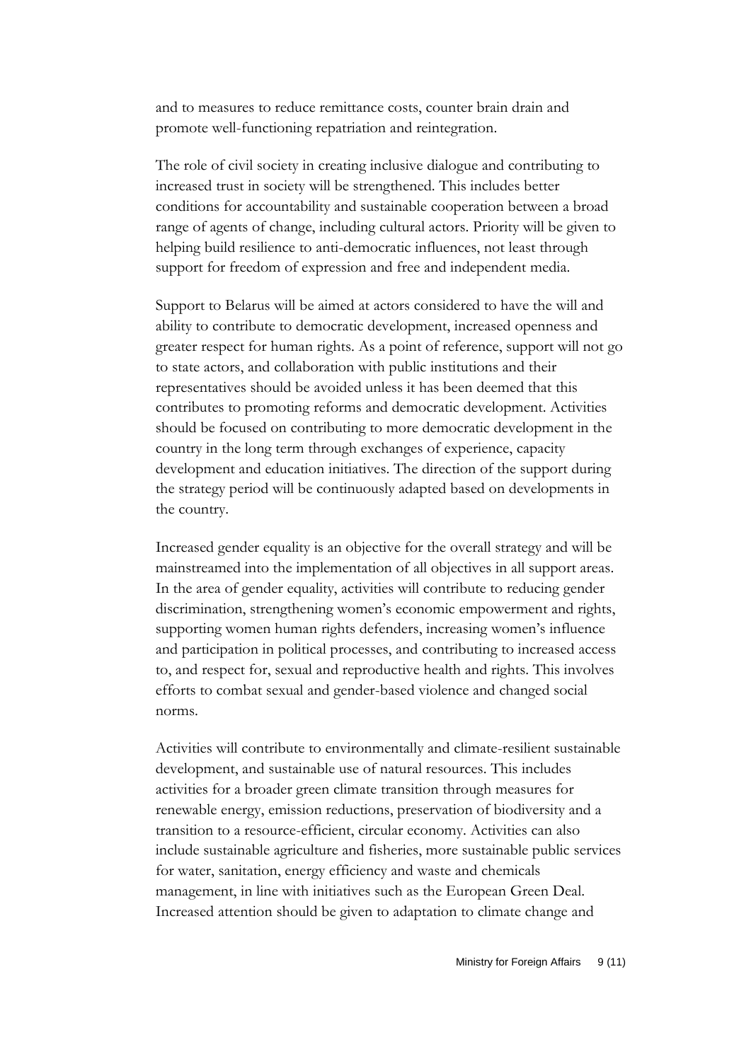and to measures to reduce remittance costs, counter brain drain and promote well-functioning repatriation and reintegration.

The role of civil society in creating inclusive dialogue and contributing to increased trust in society will be strengthened. This includes better conditions for accountability and sustainable cooperation between a broad range of agents of change, including cultural actors. Priority will be given to helping build resilience to anti-democratic influences, not least through support for freedom of expression and free and independent media.

Support to Belarus will be aimed at actors considered to have the will and ability to contribute to democratic development, increased openness and greater respect for human rights. As a point of reference, support will not go to state actors, and collaboration with public institutions and their representatives should be avoided unless it has been deemed that this contributes to promoting reforms and democratic development. Activities should be focused on contributing to more democratic development in the country in the long term through exchanges of experience, capacity development and education initiatives. The direction of the support during the strategy period will be continuously adapted based on developments in the country.

Increased gender equality is an objective for the overall strategy and will be mainstreamed into the implementation of all objectives in all support areas. In the area of gender equality, activities will contribute to reducing gender discrimination, strengthening women's economic empowerment and rights, supporting women human rights defenders, increasing women's influence and participation in political processes, and contributing to increased access to, and respect for, sexual and reproductive health and rights. This involves efforts to combat sexual and gender-based violence and changed social norms.

Activities will contribute to environmentally and climate-resilient sustainable development, and sustainable use of natural resources. This includes activities for a broader green climate transition through measures for renewable energy, emission reductions, preservation of biodiversity and a transition to a resource-efficient, circular economy. Activities can also include sustainable agriculture and fisheries, more sustainable public services for water, sanitation, energy efficiency and waste and chemicals management, in line with initiatives such as the European Green Deal. Increased attention should be given to adaptation to climate change and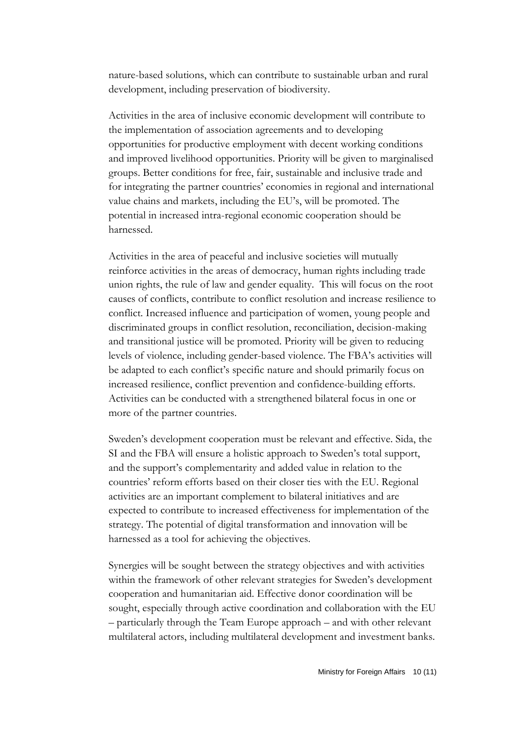nature-based solutions, which can contribute to sustainable urban and rural development, including preservation of biodiversity.

Activities in the area of inclusive economic development will contribute to the implementation of association agreements and to developing opportunities for productive employment with decent working conditions and improved livelihood opportunities. Priority will be given to marginalised groups. Better conditions for free, fair, sustainable and inclusive trade and for integrating the partner countries' economies in regional and international value chains and markets, including the EU's, will be promoted. The potential in increased intra-regional economic cooperation should be harnessed.

Activities in the area of peaceful and inclusive societies will mutually reinforce activities in the areas of democracy, human rights including trade union rights, the rule of law and gender equality. This will focus on the root causes of conflicts, contribute to conflict resolution and increase resilience to conflict. Increased influence and participation of women, young people and discriminated groups in conflict resolution, reconciliation, decision-making and transitional justice will be promoted. Priority will be given to reducing levels of violence, including gender-based violence. The FBA's activities will be adapted to each conflict's specific nature and should primarily focus on increased resilience, conflict prevention and confidence-building efforts. Activities can be conducted with a strengthened bilateral focus in one or more of the partner countries.

Sweden's development cooperation must be relevant and effective. Sida, the SI and the FBA will ensure a holistic approach to Sweden's total support, and the support's complementarity and added value in relation to the countries' reform efforts based on their closer ties with the EU. Regional activities are an important complement to bilateral initiatives and are expected to contribute to increased effectiveness for implementation of the strategy. The potential of digital transformation and innovation will be harnessed as a tool for achieving the objectives.

Synergies will be sought between the strategy objectives and with activities within the framework of other relevant strategies for Sweden's development cooperation and humanitarian aid. Effective donor coordination will be sought, especially through active coordination and collaboration with the EU – particularly through the Team Europe approach – and with other relevant multilateral actors, including multilateral development and investment banks.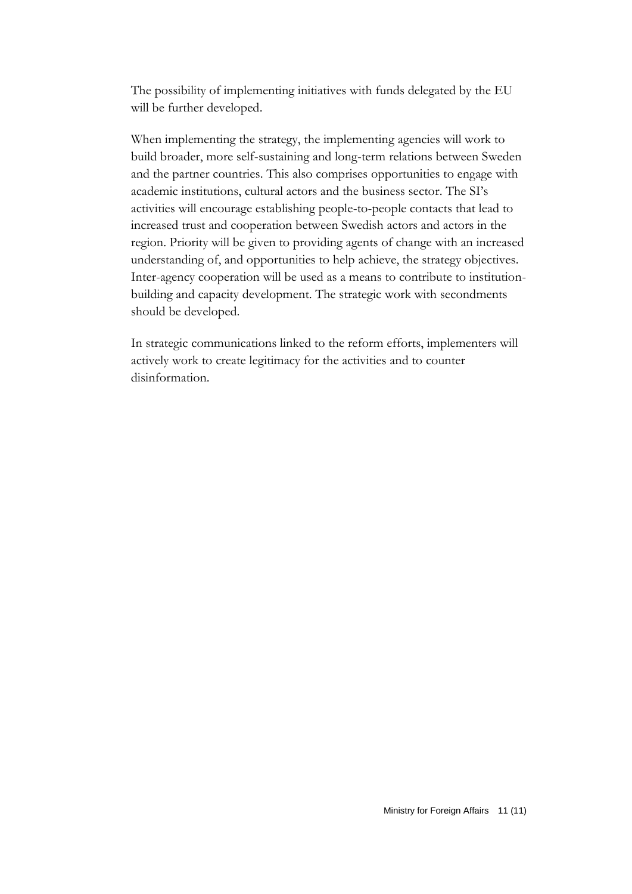The possibility of implementing initiatives with funds delegated by the EU will be further developed.

When implementing the strategy, the implementing agencies will work to build broader, more self-sustaining and long-term relations between Sweden and the partner countries. This also comprises opportunities to engage with academic institutions, cultural actors and the business sector. The SI's activities will encourage establishing people-to-people contacts that lead to increased trust and cooperation between Swedish actors and actors in the region. Priority will be given to providing agents of change with an increased understanding of, and opportunities to help achieve, the strategy objectives. Inter-agency cooperation will be used as a means to contribute to institution-building and capacity development. The strategic work with secondments should be developed.

In strategic communications linked to the reform efforts, implementers will actively work to create legitimacy for the activities and to counter disinformation.